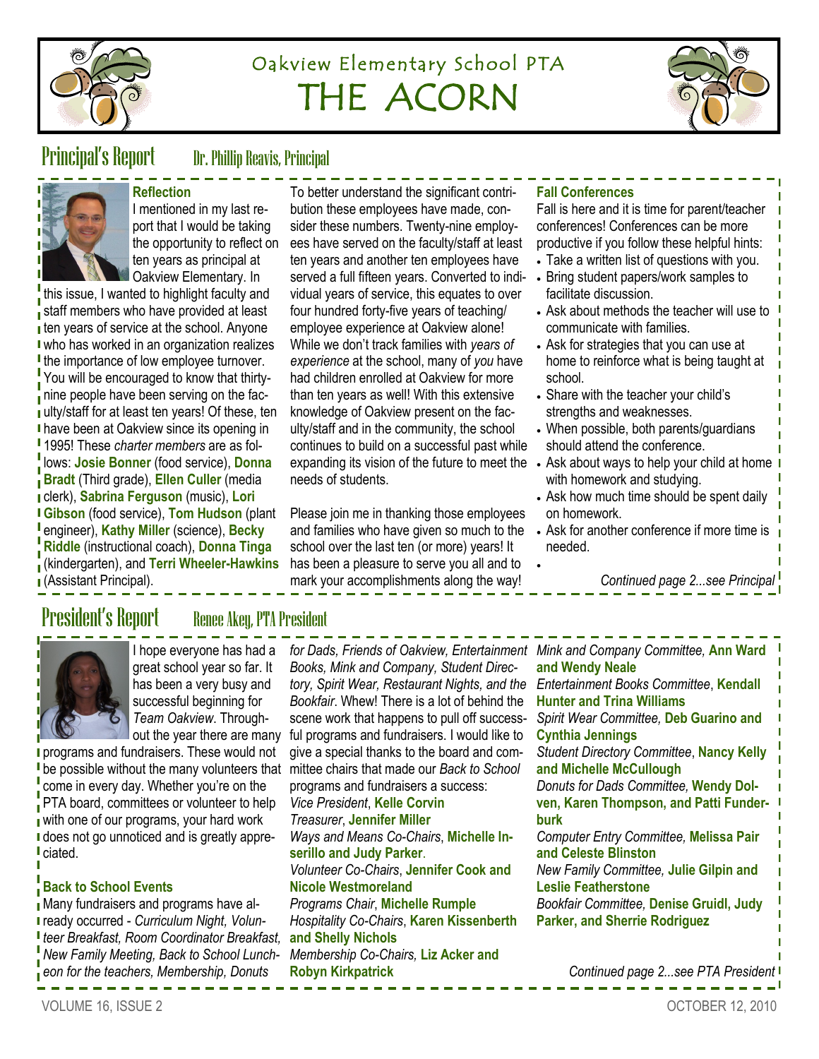# Oakview Elementary School PTA
# THE ACORN

## Principal's Report

Dr. Phillip Reavis, Principal

### Reflection

I mentioned in my last report that I would be taking the opportunity to reflect on ten years as principal at Oakview Elementary. In this issue, I wanted to highlight faculty and staff members who have provided at least ten years of service at the school. Anyone who has worked in an organization realizes the importance of low employee turnover. You will be encouraged to know that thirty-nine people have been serving on the faculty/staff for at least ten years! Of these, ten have been at Oakview since its opening in 1995! These *charter members* are as follows: **Josie Bonner** (food service), **Donna Bradt** (Third grade), **Ellen Culler** (media clerk), **Sabrina Ferguson** (music), **Lori Gibson** (food service), **Tom Hudson** (plant engineer), **Kathy Miller** (science), **Becky Riddle** (instructional coach), **Donna Tinga** (kindergarten), and **Terri Wheeler-Hawkins** (Assistant Principal).

To better understand the significant contribution these employees have made, consider these numbers. Twenty-nine employees have served on the faculty/staff for at least ten years and another ten employees have served a full fifteen years. Converted to individual years of service, this equates to over four hundred forty-five years of teaching/employee experience at Oakview alone! While we don't track families with *years of experience* at the school, many of *you* have had children enrolled at Oakview for more than ten years as well! With this extensive knowledge of Oakview present on the faculty/staff and in the community, the school continues to build on a successful past while expanding its vision of the future to meet the needs of students.

Please join me in thanking those employees and families who have given so much to the school over the last ten (or more) years! It has been a pleasure to serve you all and to mark your accomplishments along the way!

### Fall Conferences

Fall is here and it is time for parent/teacher conferences! Conferences can be more productive if you follow these helpful hints:

- Take a written list of questions with you.
- Bring student papers/work samples to facilitate discussion.
- Ask about methods the teacher will use to communicate with families.
- Ask for strategies that you can use at home to reinforce what is being taught at school.
- Share with the teacher your child's strengths and weaknesses.
- When possible, both parents/guardians should attend the conference.
- Ask about ways to help your child at home with homework and studying.
- Ask how much time should be spent daily on homework.
- Ask for another conference if more time is needed.

*Continued page 2...see Principal*

## President's Report

Renee Akey, PTA President

I hope everyone has had a great school year so far. It has been a very busy and successful beginning for *Team Oakview*. Throughout the year there are many programs and fundraisers. These would not be possible without the many volunteers that come in every day. Whether you're on the PTA board, committees or volunteer to help with one of our programs, your hard work does not go unnoticed and is greatly appreciated.

### Back to School Events

Many fundraisers and programs have already occurred - *Curriculum Night, Volunteer Breakfast, Room Coordinator Breakfast, New Family Meeting, Back to School Luncheon for the teachers, Membership, Donuts for Dads, Friends of Oakview, Entertainment Books, Mink and Company, Student Directory, Spirit Wear, Restaurant Nights, and the Bookfair*. Whew! There is a lot of behind the scene work that happens to pull off successful programs and fundraisers. I would like to give a special thanks to the board and committee chairs that made our *Back to School* programs and fundraisers a success:

*Vice President*, **Kelle Corvin**
*Treasurer*, **Jennifer Miller**
*Ways and Means Co-Chairs*, **Michelle Inserillo and Judy Parker**.
*Volunteer Co-Chairs*, **Jennifer Cook and Nicole Westmoreland**
*Programs Chair*, **Michelle Rumple**
*Hospitality Co-Chairs*, **Karen Kissenberth and Shelly Nichols**
*Membership Co-Chairs,* **Liz Acker and Robyn Kirkpatrick**
*Mink and Company Committee,* **Ann Ward and Wendy Neale**
*Entertainment Books Committee*, **Kendall Hunter and Trina Williams**
*Spirit Wear Committee,* **Deb Guarino and Cynthia Jennings**
*Student Directory Committee*, **Nancy Kelly and Michelle McCullough**
*Donuts for Dads Committee,* **Wendy Dolven, Karen Thompson, and Patti Funderburk**
*Computer Entry Committee,* **Melissa Pair and Celeste Blinston**
*New Family Committee,* **Julie Gilpin and Leslie Featherstone**
*Bookfair Committee,* **Denise Gruidl, Judy Parker, and Sherrie Rodriguez**

*Continued page 2...see PTA President*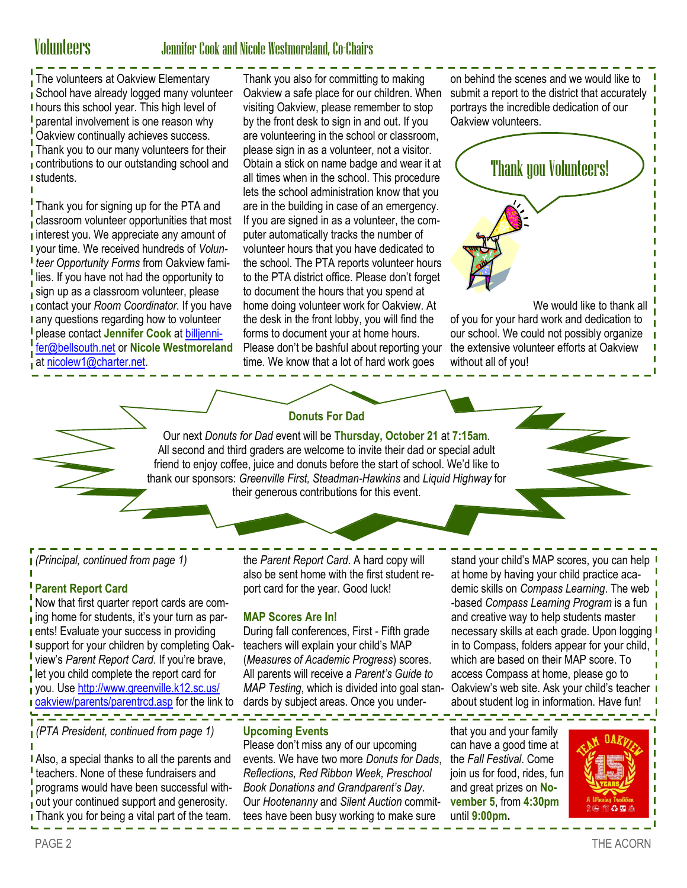# Volunteers

## Jennifer Cook and Nicole Westmoreland, Co-Chairs

The volunteers at Oakview Elementary School have already logged many volunteer hours this school year. This high level of parental involvement is one reason why Oakview continually achieves success. Thank you to our many volunteers for their contributions to our outstanding school and students.

Thank you for signing up for the PTA and classroom volunteer opportunities that most interest you. We appreciate any amount of your time. We received hundreds of *Volunteer Opportunity Forms* from Oakview families. If you have not had the opportunity to sign up as a classroom volunteer, please contact your *Room Coordinator*. If you have any questions regarding how to volunteer please contact **Jennifer Cook** at billjennifer@bellsouth.net or **Nicole Westmoreland** at nicolew1@charter.net.

Thank you also for committing to making Oakview a safe place for our children. When visiting Oakview, please remember to stop by the front desk to sign in and out. If you are volunteering in the school or classroom, please sign in as a volunteer, not a visitor. Obtain a stick on name badge and wear it at all times when in the school. This procedure lets the school administration know that you are in the building in case of an emergency. If you are signed in as a volunteer, the computer automatically tracks the number of volunteer hours that you have dedicated to the school. The PTA reports volunteer hours to the PTA district office. Please don't forget to document the hours that you spend at home doing volunteer work for Oakview. At the desk in the front lobby, you will find the forms to document your at home hours. Please don't be bashful about reporting your time. We know that a lot of hard work goes on behind the scenes and we would like to submit a report to the district that accurately portrays the incredible dedication of our Oakview volunteers.

Thank you Volunteers!

We would like to thank all of you for your hard work and dedication to our school. We could not possibly organize the extensive volunteer efforts at Oakview without all of you!

## Donuts For Dad

Our next *Donuts for Dad* event will be **Thursday, October 21** at **7:15am**. All second and third graders are welcome to invite their dad or special adult friend to enjoy coffee, juice and donuts before the start of school. We'd like to thank our sponsors: *Greenville First, Steadman-Hawkins* and *Liquid Highway* for their generous contributions for this event.

*(Principal, continued from page 1)*

### Parent Report Card

Now that first quarter report cards are coming home for students, it's your turn as parents! Evaluate your success in providing support for your children by completing Oakview's *Parent Report Card*. If you're brave, let you child complete the report card for you. Use http://www.greenville.k12.sc.us/oakview/parents/parentrcd.asp for the link to the *Parent Report Card*. A hard copy will also be sent home with the first student report card for the year. Good luck!

### MAP Scores Are In!

During fall conferences, First - Fifth grade teachers will explain your child's MAP (*Measures of Academic Progress*) scores. All parents will receive a *Parent's Guide to MAP Testing*, which is divided into goal standards by subject areas. Once you understand your child's MAP scores, you can help at home by having your child practice academic skills on *Compass Learning*. The web-based *Compass Learning Program* is a fun and creative way to help students master necessary skills at each grade. Upon logging in to Compass, folders appear for your child, which are based on their MAP score. To access Compass at home, please go to Oakview's web site. Ask your child's teacher about student log in information. Have fun!

*(PTA President, continued from page 1)*

Also, a special thanks to all the parents and teachers. None of these fundraisers and programs would have been successful without your continued support and generosity. Thank you for being a vital part of the team.

### Upcoming Events

Please don't miss any of our upcoming events. We have two more *Donuts for Dads*, *Reflections, Red Ribbon Week, Preschool Book Donations and Grandparent's Day*. Our *Hootenanny* and *Silent Auction* committees have been busy working to make sure that you and your family can have a good time at the *Fall Festival*. Come join us for food, rides, fun and great prizes on **November 5**, from **4:30pm** until **9:00pm.**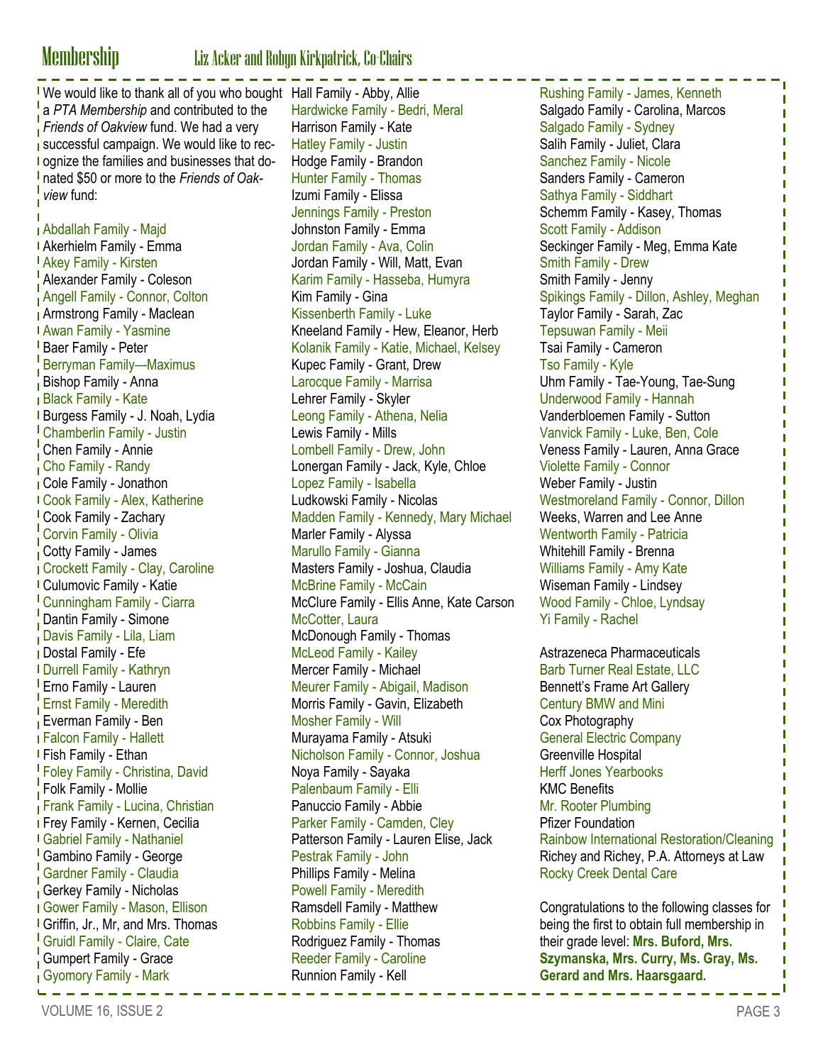# Membership

## Liz Acker and Robyn Kirkpatrick, Co-Chairs

We would like to thank all of you who bought a *PTA Membership* and contributed to the *Friends of Oakview* fund. We had a very successful campaign. We would like to recognize the families and businesses that donated $50 or more to the *Friends of Oakview* fund:

Abdallah Family - Majd
Akerhielm Family - Emma
Akey Family - Kirsten
Alexander Family - Coleson
Angell Family - Connor, Colton
Armstrong Family - Maclean
Awan Family - Yasmine
Baer Family - Peter
Berryman Family—Maximus
Bishop Family - Anna
Black Family - Kate
Burgess Family - J. Noah, Lydia
Chamberlin Family - Justin
Chen Family - Annie
Cho Family - Randy
Cole Family - Jonathon
Cook Family - Alex, Katherine
Cook Family - Zachary
Corvin Family - Olivia
Cotty Family - James
Crockett Family - Clay, Caroline
Culumovic Family - Katie
Cunningham Family - Ciarra
Dantin Family - Simone
Davis Family - Lila, Liam
Dostal Family - Efe
Durrell Family - Kathryn
Erno Family - Lauren
Ernst Family - Meredith
Everman Family - Ben
Falcon Family - Hallett
Fish Family - Ethan
Foley Family - Christina, David
Folk Family - Mollie
Frank Family - Lucina, Christian
Frey Family - Kernen, Cecilia
Gabriel Family - Nathaniel
Gambino Family - George
Gardner Family - Claudia
Gerkey Family - Nicholas
Gower Family - Mason, Ellison
Griffin, Jr., Mr, and Mrs. Thomas
Gruidl Family - Claire, Cate
Gumpert Family - Grace
Gyomory Family - Mark
Hall Family - Abby, Allie
Hardwicke Family - Bedri, Meral
Harrison Family - Kate
Hatley Family - Justin
Hodge Family - Brandon
Hunter Family - Thomas
Izumi Family - Elissa
Jennings Family - Preston
Johnston Family - Emma
Jordan Family - Ava, Colin
Jordan Family - Will, Matt, Evan
Karim Family - Hasseba, Humyra
Kim Family - Gina
Kissenberth Family - Luke
Kneeland Family - Hew, Eleanor, Herb
Kolanik Family - Katie, Michael, Kelsey
Kupec Family - Grant, Drew
Larocque Family - Marrisa
Lehrer Family - Skyler
Leong Family - Athena, Nelia
Lewis Family - Mills
Lombell Family - Drew, John
Lonergan Family - Jack, Kyle, Chloe
Lopez Family - Isabella
Ludkowski Family - Nicolas
Madden Family - Kennedy, Mary Michael
Marler Family - Alyssa
Marullo Family - Gianna
Masters Family - Joshua, Claudia
McBrine Family - McCain
McClure Family - Ellis Anne, Kate Carson
McCotter, Laura
McDonough Family - Thomas
McLeod Family - Kailey
Mercer Family - Michael
Meurer Family - Abigail, Madison
Morris Family - Gavin, Elizabeth
Mosher Family - Will
Murayama Family - Atsuki
Nicholson Family - Connor, Joshua
Noya Family - Sayaka
Palenbaum Family - Elli
Panuccio Family - Abbie
Parker Family - Camden, Cley
Patterson Family - Lauren Elise, Jack
Pestrak Family - John
Phillips Family - Melina
Powell Family - Meredith
Ramsdell Family - Matthew
Robbins Family - Ellie
Rodriguez Family - Thomas
Reeder Family - Caroline
Runnion Family - Kell
Rushing Family - James, Kenneth
Salgado Family - Carolina, Marcos
Salgado Family - Sydney
Salih Family - Juliet, Clara
Sanchez Family - Nicole
Sanders Family - Cameron
Sathya Family - Siddhart
Schemm Family - Kasey, Thomas
Scott Family - Addison
Seckinger Family - Meg, Emma Kate
Smith Family - Drew
Smith Family - Jenny
Spikings Family - Dillon, Ashley, Meghan
Taylor Family - Sarah, Zac
Tepsuwan Family - Meii
Tsai Family - Cameron
Tso Family - Kyle
Uhm Family - Tae-Young, Tae-Sung
Underwood Family - Hannah
Vanderbloemen Family - Sutton
Vanvick Family - Luke, Ben, Cole
Veness Family - Lauren, Anna Grace
Violette Family - Connor
Weber Family - Justin
Westmoreland Family - Connor, Dillon
Weeks, Warren and Lee Anne
Wentworth Family - Patricia
Whitehill Family - Brenna
Williams Family - Amy Kate
Wiseman Family - Lindsey
Wood Family - Chloe, Lyndsay
Yi Family - Rachel

Astrazeneca Pharmaceuticals
Barb Turner Real Estate, LLC
Bennett's Frame Art Gallery
Century BMW and Mini
Cox Photography
General Electric Company
Greenville Hospital
Herff Jones Yearbooks
KMC Benefits
Mr. Rooter Plumbing
Pfizer Foundation
Rainbow International Restoration/Cleaning
Richey and Richey, P.A. Attorneys at Law
Rocky Creek Dental Care

Congratulations to the following classes for being the first to obtain full membership in their grade level: **Mrs. Buford, Mrs. Szymanska, Mrs. Curry, Ms. Gray, Ms. Gerard and Mrs. Haarsgaard.**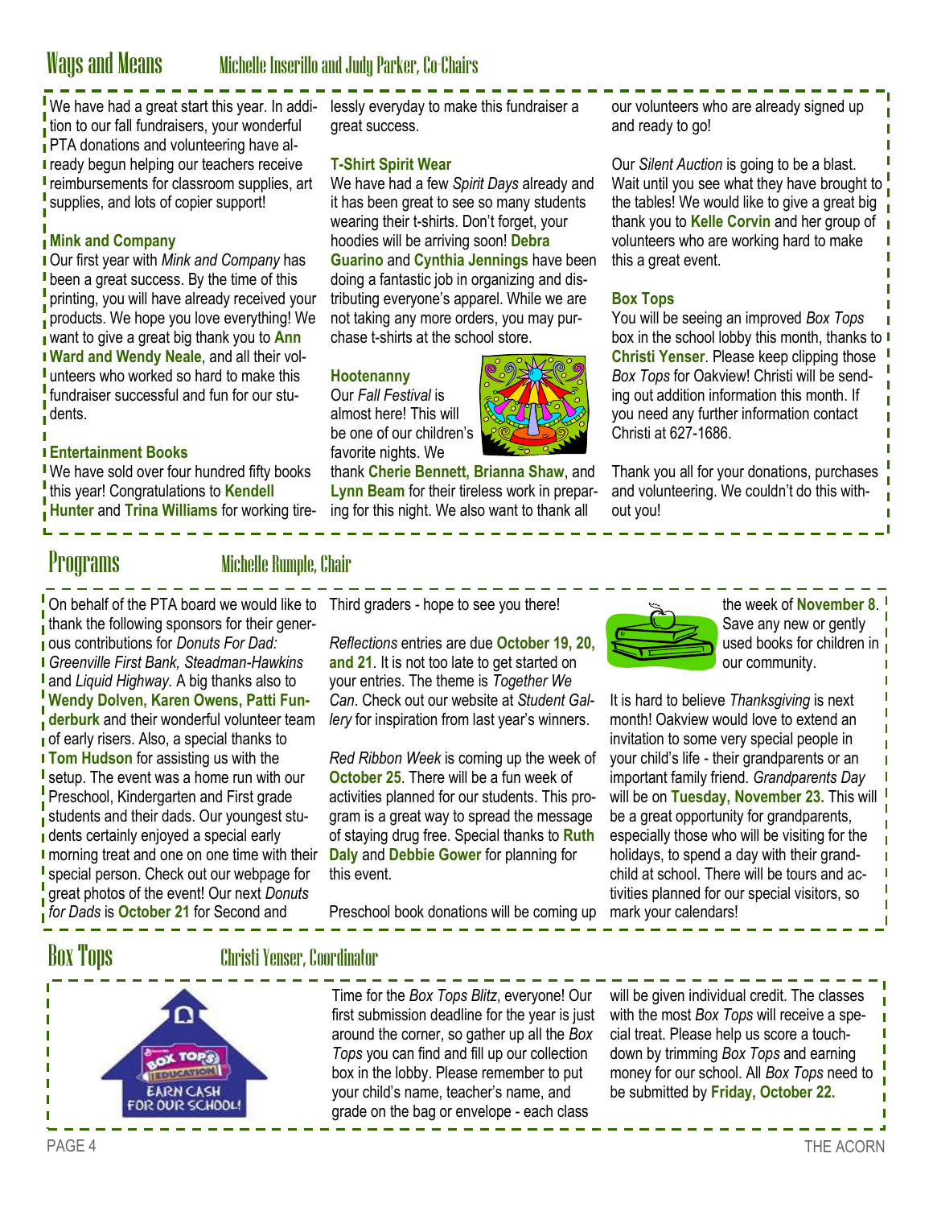## Ways and Means

### Michelle Inserillo and Judy Parker, Co-Chairs

We have had a great start this year. In addition to our fall fundraisers, your wonderful PTA donations and volunteering have already begun helping our teachers receive reimbursements for classroom supplies, art supplies, and lots of copier support!

**Mink and Company**

Our first year with *Mink and Company* has been a great success. By the time of this printing, you will have already received your products. We hope you love everything! We want to give a great big thank you to **Ann Ward and Wendy Neale**, and all their volunteers who worked so hard to make this fundraiser successful and fun for our students.

**Entertainment Books**

We have sold over four hundred fifty books this year! Congratulations to **Kendell Hunter** and **Trina Williams** for working tirelessly everyday to make this fundraiser a great success.

**T-Shirt Spirit Wear**

We have had a few *Spirit Days* already and it has been great to see so many students wearing their t-shirts. Don't forget, your hoodies will be arriving soon! **Debra Guarino** and **Cynthia Jennings** have been doing a fantastic job in organizing and distributing everyone's apparel. While we are not taking any more orders, you may purchase t-shirts at the school store.

**Hootenanny**

Our *Fall Festival* is almost here! This will be one of our children's favorite nights. We thank **Cherie Bennett, Brianna Shaw**, and **Lynn Beam** for their tireless work in preparing for this night. We also want to thank all our volunteers who are already signed up and ready to go!

Our *Silent Auction* is going to be a blast. Wait until you see what they have brought to the tables! We would like to give a great big thank you to **Kelle Corvin** and her group of volunteers who are working hard to make this a great event.

**Box Tops**

You will be seeing an improved *Box Tops* box in the school lobby this month, thanks to **Christi Yenser**. Please keep clipping those *Box Tops* for Oakview! Christi will be sending out addition information this month. If you need any further information contact Christi at 627-1686.

Thank you all for your donations, purchases and volunteering. We couldn't do this without you!

## Programs

### Michelle Rumple, Chair

On behalf of the PTA board we would like to thank the following sponsors for their generous contributions for *Donuts For Dad: Greenville First Bank, Steadman-Hawkins* and *Liquid Highway.* A big thanks also to **Wendy Dolven, Karen Owens, Patti Funderburk** and their wonderful volunteer team of early risers. Also, a special thanks to **Tom Hudson** for assisting us with the setup. The event was a home run with our Preschool, Kindergarten and First grade students and their dads. Our youngest students certainly enjoyed a special early morning treat and one on one time with their special person. Check out our webpage for great photos of the event! Our next *Donuts for Dads* is **October 21** for Second and Third graders - hope to see you there!

*Reflections* entries are due **October 19, 20, and 21**. It is not too late to get started on your entries. The theme is *Together We Can*. Check out our website at *Student Gallery* for inspiration from last year's winners.

*Red Ribbon Week* is coming up the week of **October 25**. There will be a fun week of activities planned for our students. This program is a great way to spread the message of staying drug free. Special thanks to **Ruth Daly** and **Debbie Gower** for planning for this event.

Preschool book donations will be coming up the week of **November 8**. Save any new or gently used books for children in our community.

It is hard to believe *Thanksgiving* is next month! Oakview would love to extend an invitation to some very special people in your child's life - their grandparents or an important family friend. *Grandparents Day* will be on **Tuesday, November 23.** This will be a great opportunity for grandparents, especially those who will be visiting for the holidays, to spend a day with their grandchild at school. There will be tours and activities planned for our special visitors, so mark your calendars!

## Box Tops

### Christi Yenser, Coordinator

Time for the *Box Tops Blitz*, everyone! Our first submission deadline for the year is just around the corner, so gather up all the *Box Tops* you can find and fill up our collection box in the lobby. Please remember to put your child's name, teacher's name, and grade on the bag or envelope - each class will be given individual credit. The classes with the most *Box Tops* will receive a special treat. Please help us score a touchdown by trimming *Box Tops* and earning money for our school. All *Box Tops* need to be submitted by **Friday, October 22.**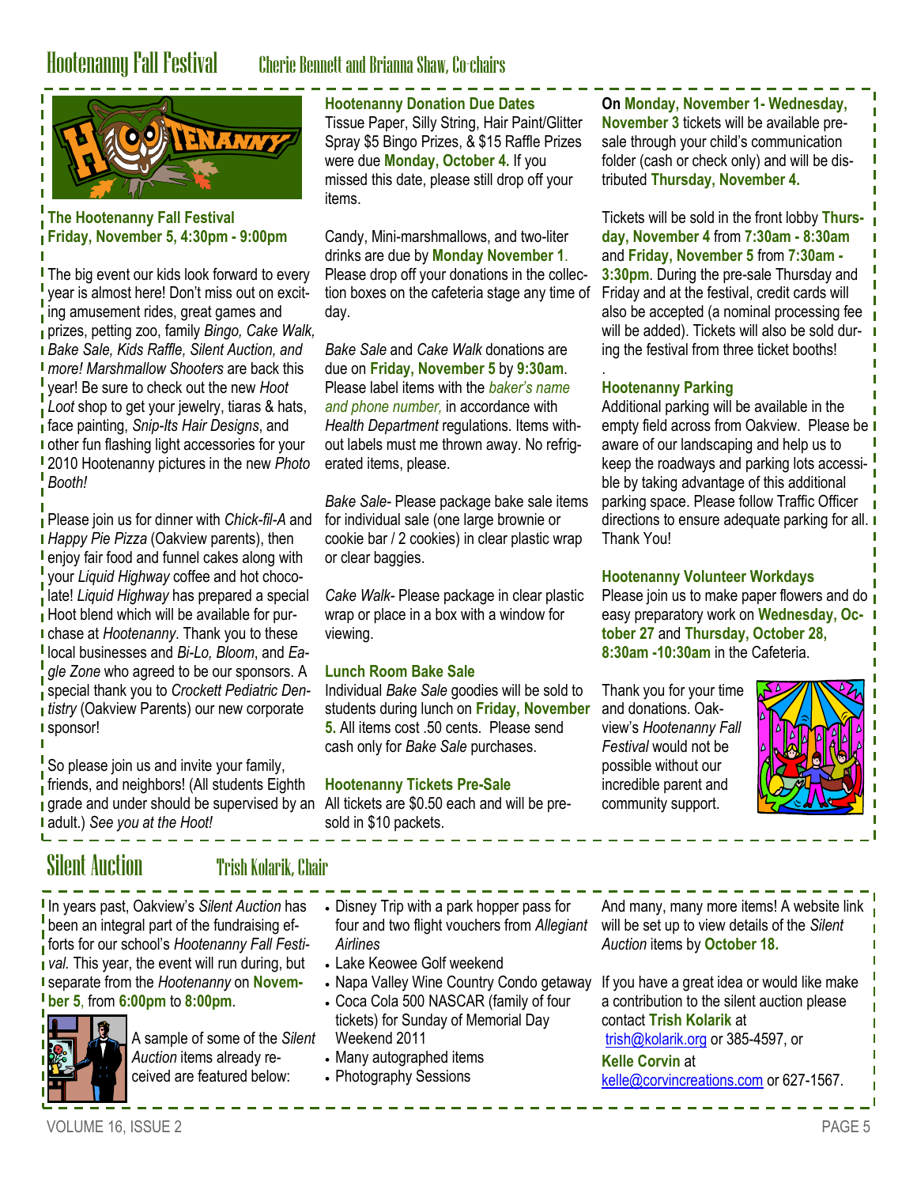# Hootenanny Fall Festival

Cherie Bennett and Brianna Shaw, Co-chairs

**The Hootenanny Fall Festival**
**Friday, November 5, 4:30pm - 9:00pm**

The big event our kids look forward to every year is almost here! Don't miss out on exciting amusement rides, great games and prizes, petting zoo, family *Bingo, Cake Walk, Bake Sale, Kids Raffle, Silent Auction, and more! Marshmallow Shooters* are back this year! Be sure to check out the new *Hoot Loot* shop to get your jewelry, tiaras & hats, face painting, *Snip-Its Hair Designs*, and other fun flashing light accessories for your 2010 Hootenanny pictures in the new *Photo Booth!*

Please join us for dinner with *Chick-fil-A* and *Happy Pie Pizza* (Oakview parents), then enjoy fair food and funnel cakes along with your *Liquid Highway* coffee and hot chocolate! *Liquid Highway* has prepared a special Hoot blend which will be available for purchase at *Hootenanny*. Thank you to these local businesses and *Bi-Lo, Bloom*, and *Eagle Zone* who agreed to be our sponsors. A special thank you to *Crockett Pediatric Dentistry* (Oakview Parents) our new corporate sponsor!

So please join us and invite your family, friends, and neighbors! (All students Eighth grade and under should be supervised by an adult.) *See you at the Hoot!*

**Hootenanny Donation Due Dates**
Tissue Paper, Silly String, Hair Paint/Glitter Spray $5 Bingo Prizes, & $15 Raffle Prizes were due **Monday, October 4.** If you missed this date, please still drop off your items.

Candy, Mini-marshmallows, and two-liter drinks are due by **Monday November 1**. Please drop off your donations in the collection boxes on the cafeteria stage any time of day.

*Bake Sale* and *Cake Walk* donations are due on **Friday, November 5** by **9:30am**. Please label items with the *baker's name and phone number,* in accordance with *Health Department* regulations. Items without labels must me thrown away. No refrigerated items, please.

*Bake Sale*- Please package bake sale items for individual sale (one large brownie or cookie bar / 2 cookies) in clear plastic wrap or clear baggies.

*Cake Walk*- Please package in clear plastic wrap or place in a box with a window for viewing.

**Lunch Room Bake Sale**
Individual *Bake Sale* goodies will be sold to students during lunch on **Friday, November 5.** All items cost .50 cents. Please send cash only for *Bake Sale* purchases.

**Hootenanny Tickets Pre-Sale**
All tickets are $0.50 each and will be presold in $10 packets.

On **Monday, November 1- Wednesday, November 3** tickets will be available presale through your child's communication folder (cash or check only) and will be distributed **Thursday, November 4.**

Tickets will be sold in the front lobby **Thursday, November 4** from **7:30am - 8:30am** and **Friday, November 5** from **7:30am - 3:30pm**. During the pre-sale Thursday and Friday and at the festival, credit cards will also be accepted (a nominal processing fee will be added). Tickets will also be sold during the festival from three ticket booths!

**Hootenanny Parking**
Additional parking will be available in the empty field across from Oakview. Please be aware of our landscaping and help us to keep the roadways and parking lots accessible by taking advantage of this additional parking space. Please follow Traffic Officer directions to ensure adequate parking for all. Thank You!

**Hootenanny Volunteer Workdays**
Please join us to make paper flowers and do easy preparatory work on **Wednesday, October 27** and **Thursday, October 28, 8:30am -10:30am** in the Cafeteria.

Thank you for your time and donations. Oakview's *Hootenanny Fall Festival* would not be possible without our incredible parent and community support.

# Silent Auction

Trish Kolarik, Chair

In years past, Oakview's *Silent Auction* has been an integral part of the fundraising efforts for our school's *Hootenanny Fall Festival.* This year, the event will run during, but separate from the *Hootenanny* on **November 5**, from **6:00pm** to **8:00pm**.

A sample of some of the *Silent Auction* items already received are featured below:

- Disney Trip with a park hopper pass for four and two flight vouchers from *Allegiant Airlines*
- Lake Keowee Golf weekend
- Napa Valley Wine Country Condo getaway
- Coca Cola 500 NASCAR (family of four tickets) for Sunday of Memorial Day Weekend 2011
- Many autographed items
- Photography Sessions

And many, many more items! A website link will be set up to view details of the *Silent Auction* items by **October 18.**

If you have a great idea or would like make a contribution to the silent auction please contact **Trish Kolarik** at trish@kolarik.org or 385-4597, or **Kelle Corvin** at kelle@corvincreations.com or 627-1567.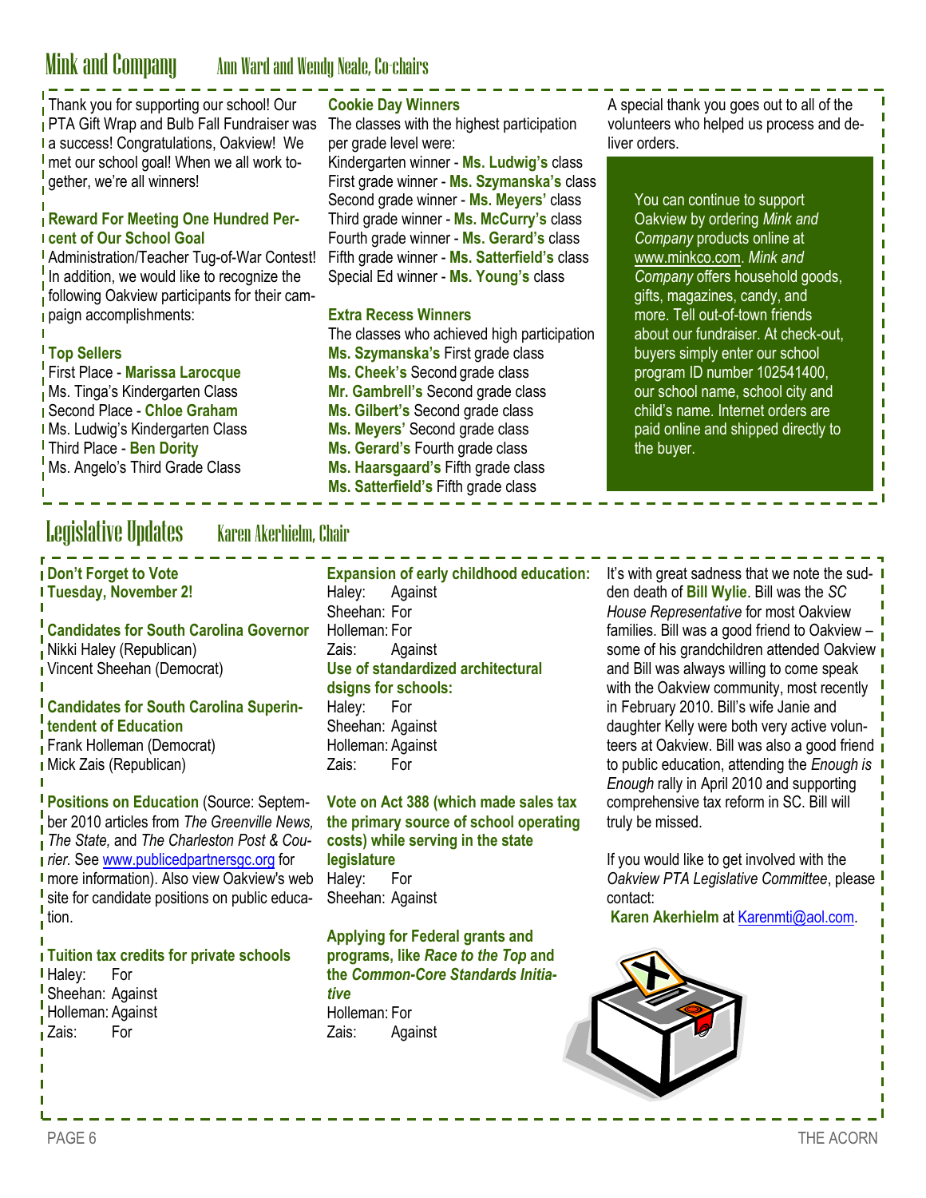## Mink and Company

Ann Ward and Wendy Neale, Co-chairs

Thank you for supporting our school! Our PTA Gift Wrap and Bulb Fall Fundraiser was a success! Congratulations, Oakview! We met our school goal! When we all work together, we're all winners!

**Reward For Meeting One Hundred Percent of Our School Goal**

Administration/Teacher Tug-of-War Contest! In addition, we would like to recognize the following Oakview participants for their campaign accomplishments:

**Top Sellers**

First Place - **Marissa Larocque**
Ms. Tinga's Kindergarten Class
Second Place - **Chloe Graham**
Ms. Ludwig's Kindergarten Class
Third Place - **Ben Dority**
Ms. Angelo's Third Grade Class

**Cookie Day Winners**

The classes with the highest participation per grade level were:
Kindergarten winner - **Ms. Ludwig's** class
First grade winner - **Ms. Szymanska's** class
Second grade winner - **Ms. Meyers'** class
Third grade winner - **Ms. McCurry's** class
Fourth grade winner - **Ms. Gerard's** class
Fifth grade winner - **Ms. Satterfield's** class
Special Ed winner - **Ms. Young's** class

**Extra Recess Winners**

The classes who achieved high participation
**Ms. Szymanska's** First grade class
**Ms. Cheek's** Second grade class
**Mr. Gambrell's** Second grade class
**Ms. Gilbert's** Second grade class
**Ms. Meyers'** Second grade class
**Ms. Gerard's** Fourth grade class
**Ms. Haarsgaard's** Fifth grade class
**Ms. Satterfield's** Fifth grade class

A special thank you goes out to all of the volunteers who helped us process and deliver orders.

You can continue to support Oakview by ordering *Mink and Company* products online at www.minkco.com. *Mink and Company* offers household goods, gifts, magazines, candy, and more. Tell out-of-town friends about our fundraiser. At check-out, buyers simply enter our school program ID number 102541400, our school name, school city and child's name. Internet orders are paid online and shipped directly to the buyer.

## Legislative Updates

Karen Akerhielm, Chair

**Don't Forget to Vote Tuesday, November 2!**

**Candidates for South Carolina Governor**

Nikki Haley (Republican)
Vincent Sheehan (Democrat)

**Candidates for South Carolina Superintendent of Education**

Frank Holleman (Democrat)
Mick Zais (Republican)

**Positions on Education** (Source: September 2010 articles from *The Greenville News, The State,* and *The Charleston Post & Courier.* See www.publicedpartnersgc.org for more information). Also view Oakview's web site for candidate positions on public education.

**Tuition tax credits for private schools**

Haley: For
Sheehan: Against
Holleman: Against
Zais: For

**Expansion of early childhood education:**

Haley: Against
Sheehan: For
Holleman: For
Zais: Against

**Use of standardized architectural dsigns for schools:**

Haley: For
Sheehan: Against
Holleman: Against
Zais: For

**Vote on Act 388 (which made sales tax the primary source of school operating costs) while serving in the state legislature**

Haley: For
Sheehan: Against

**Applying for Federal grants and programs, like *Race to the Top* and the *Common-Core Standards Initiative***

Holleman: For
Zais: Against

It's with great sadness that we note the sudden death of **Bill Wylie**. Bill was the *SC House Representative* for most Oakview families. Bill was a good friend to Oakview – some of his grandchildren attended Oakview and Bill was always willing to come speak with the Oakview community, most recently in February 2010. Bill's wife Janie and daughter Kelly were both very active volunteers at Oakview. Bill was also a good friend to public education, attending the *Enough is Enough* rally in April 2010 and supporting comprehensive tax reform in SC. Bill will truly be missed.

If you would like to get involved with the *Oakview PTA Legislative Committee*, please contact:
**Karen Akerhielm** at Karenmti@aol.com.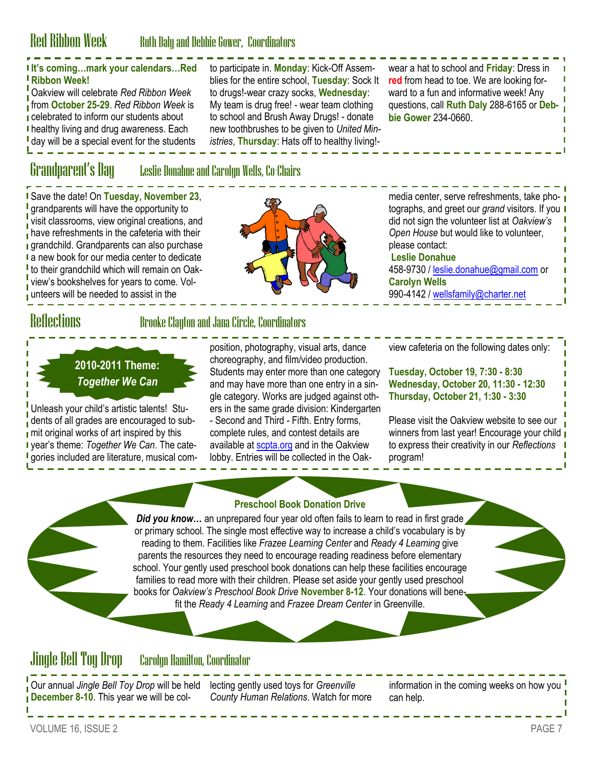## Red Ribbon Week — Ruth Daly and Debbie Gower, Coordinators

**It's coming…mark your calendars…Red Ribbon Week!**

Oakview will celebrate *Red Ribbon Week* from **October 25-29**. *Red Ribbon Week* is celebrated to inform our students about healthy living and drug awareness. Each day will be a special event for the students to participate in. **Monday**: Kick-Off Assemblies for the entire school, **Tuesday**: Sock It to drugs!-wear crazy socks, **Wednesday**: My team is drug free! - wear team clothing to school and Brush Away Drugs! - donate new toothbrushes to be given to *United Ministries*, **Thursday**: Hats off to healthy living!- wear a hat to school and **Friday**: Dress in **red** from head to toe. We are looking forward to a fun and informative week! Any questions, call **Ruth Daly** 288-6165 or **Debbie Gower** 234-0660.

## Grandparent's Day — Leslie Donahue and Carolyn Wells, Co-Chairs

Save the date! On **Tuesday, November 23**, grandparents will have the opportunity to visit classrooms, view original creations, and have refreshments in the cafeteria with their grandchild. Grandparents can also purchase a new book for our media center to dedicate to their grandchild which will remain on Oakview's bookshelves for years to come. Volunteers will be needed to assist in the media center, serve refreshments, take photographs, and greet our *grand* visitors. If you did not sign the volunteer list at *Oakview's Open House* but would like to volunteer, please contact:

**Leslie Donahue**
458-9730 / leslie.donahue@gmail.com or
**Carolyn Wells**
990-4142 / wellsfamily@charter.net

## Reflections — Brooke Clayton and Jana Circle, Coordinators

**2010-2011 Theme:**
***Together We Can***

Unleash your child's artistic talents! Students of all grades are encouraged to submit original works of art inspired by this year's theme: *Together We Can*. The categories included are literature, musical composition, photography, visual arts, dance choreography, and film/video production. Students may enter more than one category and may have more than one entry in a single category. Works are judged against others in the same grade division: Kindergarten - Second and Third - Fifth. Entry forms, complete rules, and contest details are available at scpta.org and in the Oakview lobby. Entries will be collected in the Oakview cafeteria on the following dates only:

**Tuesday, October 19, 7:30 - 8:30**
**Wednesday, October 20, 11:30 - 12:30**
**Thursday, October 21, 1:30 - 3:30**

Please visit the Oakview website to see our winners from last year! Encourage your child to express their creativity in our *Reflections* program!

### Preschool Book Donation Drive

***Did you know…*** an unprepared four year old often fails to learn to read in first grade or primary school. The single most effective way to increase a child's vocabulary is by reading to them. Facilities like *Frazee Learning Center* and *Ready 4 Learning* give parents the resources they need to encourage reading readiness before elementary school. Your gently used preschool book donations can help these facilities encourage families to read more with their children. Please set aside your gently used preschool books for *Oakview's Preschool Book Drive* **November 8-12**. Your donations will benefit the *Ready 4 Learning* and *Frazee Dream Center* in Greenville.

## Jingle Bell Toy Drop — Carolyn Hamilton, Coordinator

Our annual *Jingle Bell Toy Drop* will be held **December 8-10**. This year we will be collecting gently used toys for *Greenville County Human Relations*. Watch for more information in the coming weeks on how you can help.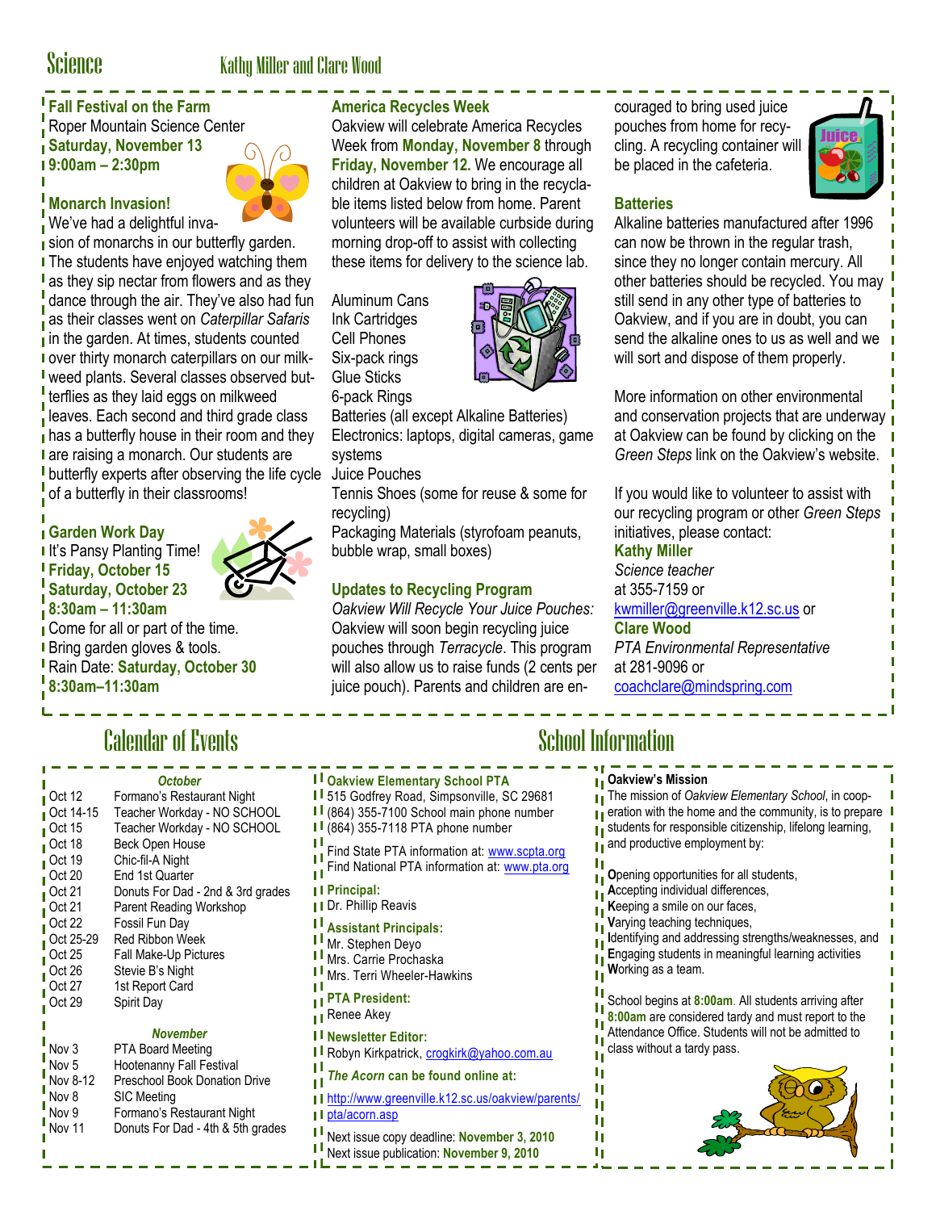# Science

Kathy Miller and Clare Wood

### Fall Festival on the Farm

Roper Mountain Science Center
**Saturday, November 13**
**9:00am – 2:30pm**

### Monarch Invasion!

We've had a delightful invasion of monarchs in our butterfly garden. The students have enjoyed watching them as they sip nectar from flowers and as they dance through the air. They've also had fun as their classes went on *Caterpillar Safaris* in the garden. At times, students counted over thirty monarch caterpillars on our milkweed plants. Several classes observed butterflies as they laid eggs on milkweed leaves. Each second and third grade class has a butterfly house in their room and they are raising a monarch. Our students are butterfly experts after observing the life cycle of a butterfly in their classrooms!

### Garden Work Day

It's Pansy Planting Time!
**Friday, October 15**
**Saturday, October 23**
**8:30am – 11:30am**
Come for all or part of the time.
Bring garden gloves & tools.
Rain Date: **Saturday, October 30**
**8:30am–11:30am**

### America Recycles Week

Oakview will celebrate America Recycles Week from **Monday, November 8** through **Friday, November 12.** We encourage all children at Oakview to bring in the recyclable items listed below from home. Parent volunteers will be available curbside during morning drop-off to assist with collecting these items for delivery to the science lab.

Aluminum Cans
Ink Cartridges
Cell Phones
Six-pack rings
Glue Sticks
6-pack Rings
Batteries (all except Alkaline Batteries)
Electronics: laptops, digital cameras, game systems
Juice Pouches
Tennis Shoes (some for reuse & some for recycling)
Packaging Materials (styrofoam peanuts, bubble wrap, small boxes)

### Updates to Recycling Program

*Oakview Will Recycle Your Juice Pouches:* Oakview will soon begin recycling juice pouches through *Terracycle*. This program will also allow us to raise funds (2 cents per juice pouch). Parents and children are encouraged to bring used juice pouches from home for recycling. A recycling container will be placed in the cafeteria.

### Batteries

Alkaline batteries manufactured after 1996 can now be thrown in the regular trash, since they no longer contain mercury. All other batteries should be recycled. You may still send in any other type of batteries to Oakview, and if you are in doubt, you can send the alkaline ones to us as well and we will sort and dispose of them properly.

More information on other environmental and conservation projects that are underway at Oakview can be found by clicking on the *Green Steps* link on the Oakview's website.

If you would like to volunteer to assist with our recycling program or other *Green Steps* initiatives, please contact:

**Kathy Miller**
*Science teacher*
at 355-7159 or
kwmiller@greenville.k12.sc.us or

**Clare Wood**
*PTA Environmental Representative*
at 281-9096 or
coachclare@mindspring.com

# Calendar of Events

**October**

| | |
|---|---|
| Oct 12 | Formano's Restaurant Night |
| Oct 14-15 | Teacher Workday - NO SCHOOL |
| Oct 15 | Teacher Workday - NO SCHOOL |
| Oct 18 | Beck Open House |
| Oct 19 | Chic-fil-A Night |
| Oct 20 | End 1st Quarter |
| Oct 21 | Donuts For Dad - 2nd & 3rd grades |
| Oct 21 | Parent Reading Workshop |
| Oct 22 | Fossil Fun Day |
| Oct 25-29 | Red Ribbon Week |
| Oct 25 | Fall Make-Up Pictures |
| Oct 26 | Stevie B's Night |
| Oct 27 | 1st Report Card |
| Oct 29 | Spirit Day |

**November**

| | |
|---|---|
| Nov 3 | PTA Board Meeting |
| Nov 5 | Hootenanny Fall Festival |
| Nov 8-12 | Preschool Book Donation Drive |
| Nov 8 | SIC Meeting |
| Nov 9 | Formano's Restaurant Night |
| Nov 11 | Donuts For Dad - 4th & 5th grades |

# School Information

**Oakview Elementary School PTA**
515 Godfrey Road, Simpsonville, SC 29681
(864) 355-7100 School main phone number
(864) 355-7118 PTA phone number

Find State PTA information at: www.scpta.org
Find National PTA information at: www.pta.org

**Principal:**
Dr. Phillip Reavis

**Assistant Principals:**
Mr. Stephen Deyo
Mrs. Carrie Prochaska
Mrs. Terri Wheeler-Hawkins

**PTA President:**
Renee Akey

**Newsletter Editor:**
Robyn Kirkpatrick, crogkirk@yahoo.com.au

***The Acorn* can be found online at:**
http://www.greenville.k12.sc.us/oakview/parents/pta/acorn.asp

Next issue copy deadline: **November 3, 2010**
Next issue publication: **November 9, 2010**

**Oakview's Mission**
The mission of *Oakview Elementary School*, in cooperation with the home and the community, is to prepare students for responsible citizenship, lifelong learning, and productive employment by:

**O**pening opportunities for all students,
**A**ccepting individual differences,
**K**eeping a smile on our faces,
**V**arying teaching techniques,
**I**dentifying and addressing strengths/weaknesses, and
**E**ngaging students in meaningful learning activities
**W**orking as a team.

School begins at **8:00am**. All students arriving after **8:00am** are considered tardy and must report to the Attendance Office. Students will not be admitted to class without a tardy pass.